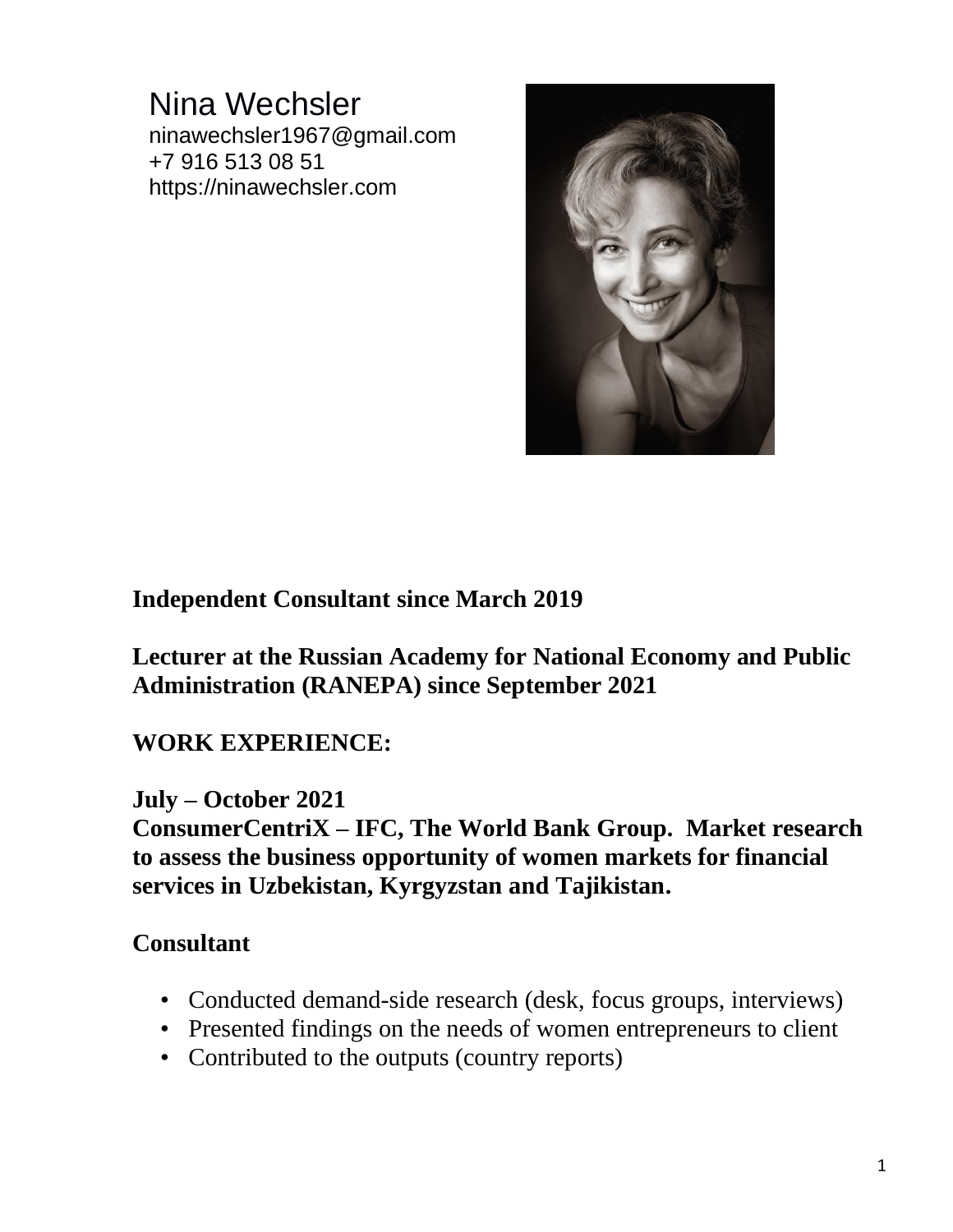# Nina Wechsler

ninawechsler1967@gmail.com
+7 916 513 08 51
https://ninawechsler.com

**Independent Consultant since March 2019**

**Lecturer at the Russian Academy for National Economy and Public Administration (RANEPA) since September 2021**

## WORK EXPERIENCE:

**July – October 2021**
**ConsumerCentriX – IFC, The World Bank Group. Market research to assess the business opportunity of women markets for financial services in Uzbekistan, Kyrgyzstan and Tajikistan.**

**Consultant**

- Conducted demand-side research (desk, focus groups, interviews)
- Presented findings on the needs of women entrepreneurs to client
- Contributed to the outputs (country reports)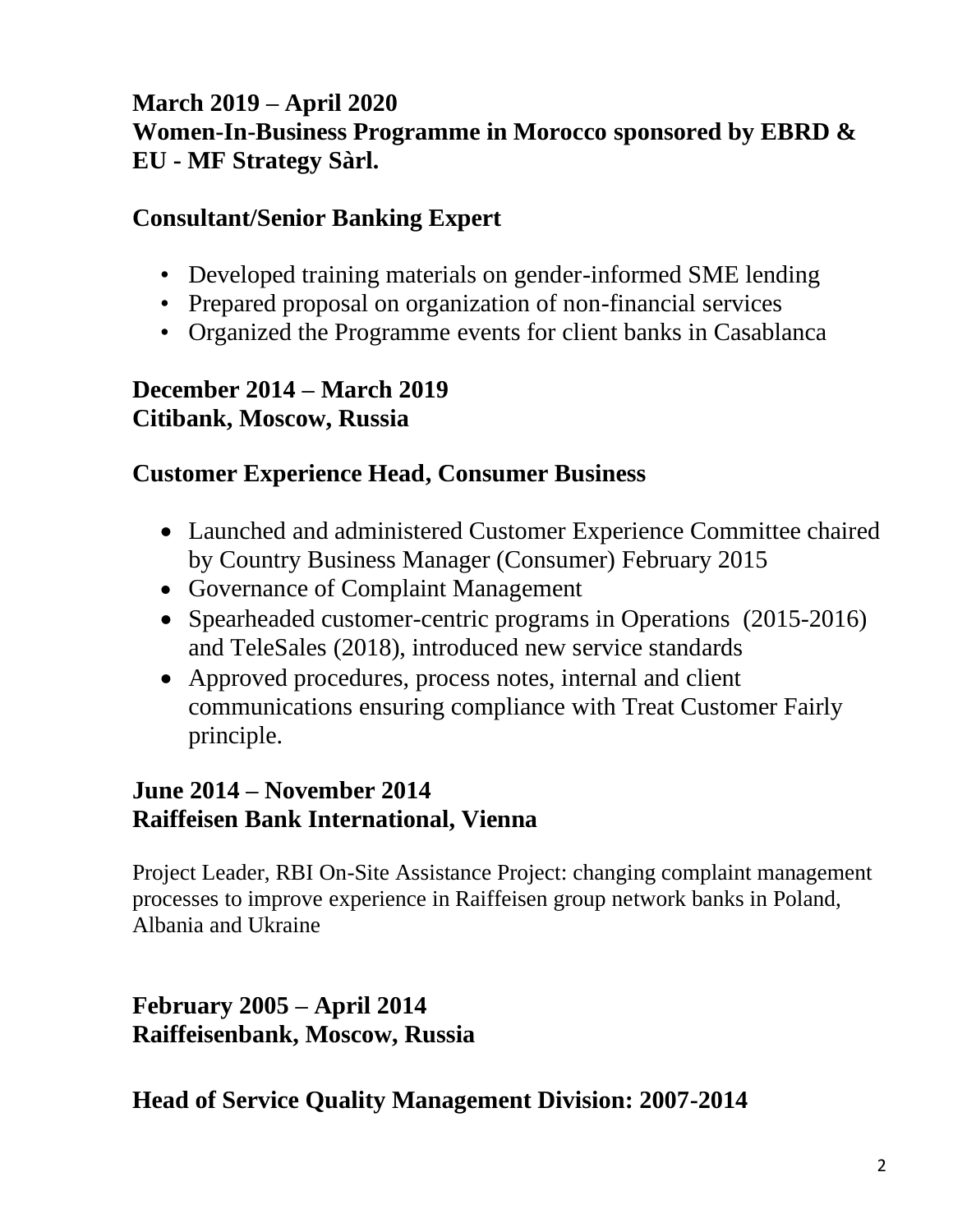**March 2019 – April 2020**
**Women-In-Business Programme in Morocco sponsored by EBRD & EU - MF Strategy Sàrl.**

**Consultant/Senior Banking Expert**

- Developed training materials on gender-informed SME lending
- Prepared proposal on organization of non-financial services
- Organized the Programme events for client banks in Casablanca

**December 2014 – March 2019**
**Citibank, Moscow, Russia**

**Customer Experience Head, Consumer Business**

- Launched and administered Customer Experience Committee chaired by Country Business Manager (Consumer) February 2015
- Governance of Complaint Management
- Spearheaded customer-centric programs in Operations (2015-2016) and TeleSales (2018), introduced new service standards
- Approved procedures, process notes, internal and client communications ensuring compliance with Treat Customer Fairly principle.

**June 2014 – November 2014**
**Raiffeisen Bank International, Vienna**

Project Leader, RBI On-Site Assistance Project: changing complaint management processes to improve experience in Raiffeisen group network banks in Poland, Albania and Ukraine

**February 2005 – April 2014**
**Raiffeisenbank, Moscow, Russia**

**Head of Service Quality Management Division: 2007-2014**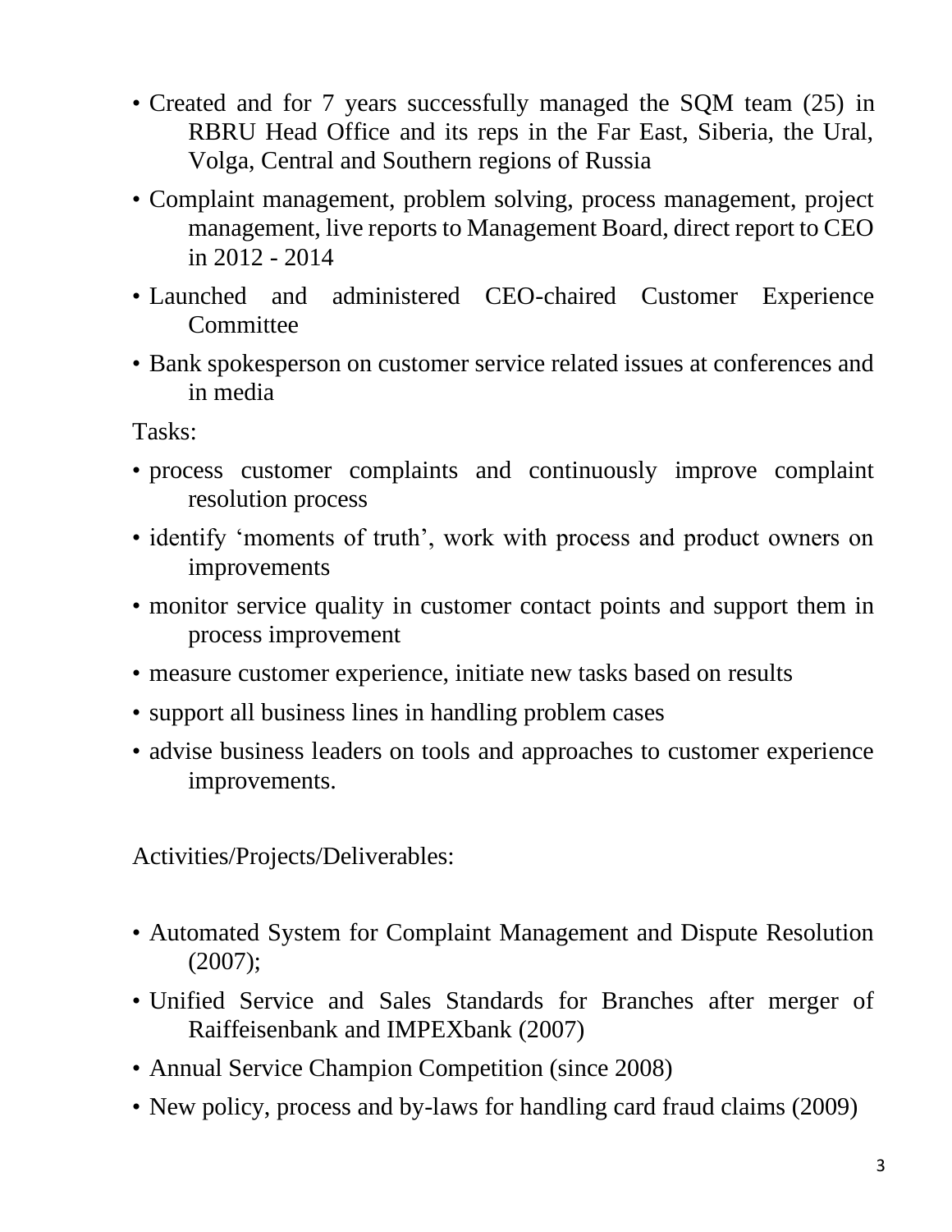- Created and for 7 years successfully managed the SQM team (25) in RBRU Head Office and its reps in the Far East, Siberia, the Ural, Volga, Central and Southern regions of Russia
- Complaint management, problem solving, process management, project management, live reports to Management Board, direct report to CEO in 2012 - 2014
- Launched and administered CEO-chaired Customer Experience Committee
- Bank spokesperson on customer service related issues at conferences and in media

Tasks:

- process customer complaints and continuously improve complaint resolution process
- identify ‘moments of truth’, work with process and product owners on improvements
- monitor service quality in customer contact points and support them in process improvement
- measure customer experience, initiate new tasks based on results
- support all business lines in handling problem cases
- advise business leaders on tools and approaches to customer experience improvements.

Activities/Projects/Deliverables:

- Automated System for Complaint Management and Dispute Resolution (2007);
- Unified Service and Sales Standards for Branches after merger of Raiffeisenbank and IMPEXbank (2007)
- Annual Service Champion Competition (since 2008)
- New policy, process and by-laws for handling card fraud claims (2009)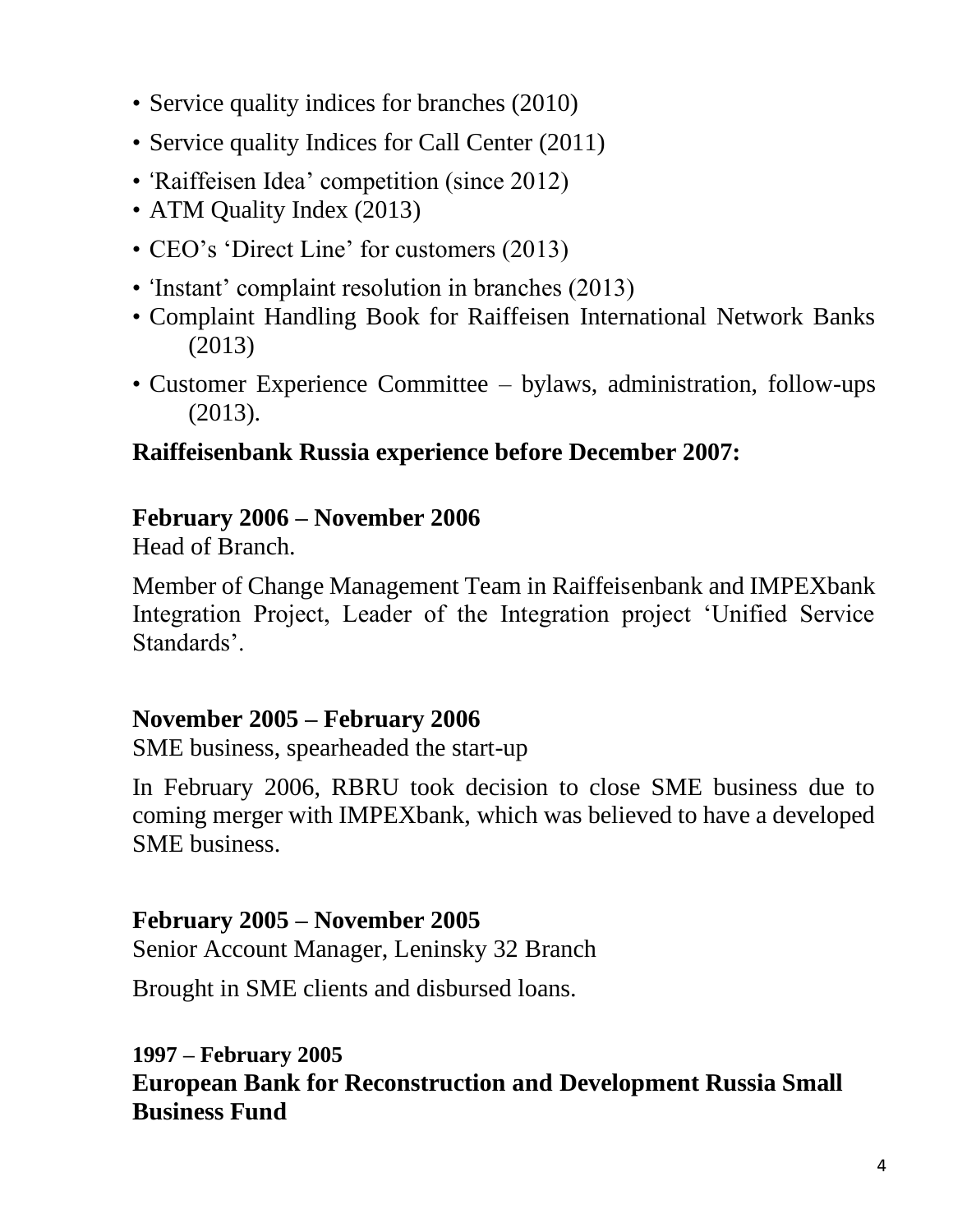- Service quality indices for branches (2010)
- Service quality Indices for Call Center (2011)
- 'Raiffeisen Idea' competition (since 2012)
- ATM Quality Index (2013)
- CEO's 'Direct Line' for customers (2013)
- 'Instant' complaint resolution in branches (2013)
- Complaint Handling Book for Raiffeisen International Network Banks (2013)
- Customer Experience Committee – bylaws, administration, follow-ups (2013).

**Raiffeisenbank Russia experience before December 2007:**

**February 2006 – November 2006**

Head of Branch.

Member of Change Management Team in Raiffeisenbank and IMPEXbank Integration Project, Leader of the Integration project 'Unified Service Standards'.

**November 2005 – February 2006**

SME business, spearheaded the start-up

In February 2006, RBRU took decision to close SME business due to coming merger with IMPEXbank, which was believed to have a developed SME business.

**February 2005 – November 2005**

Senior Account Manager, Leninsky 32 Branch

Brought in SME clients and disbursed loans.

**1997 – February 2005**

**European Bank for Reconstruction and Development Russia Small Business Fund**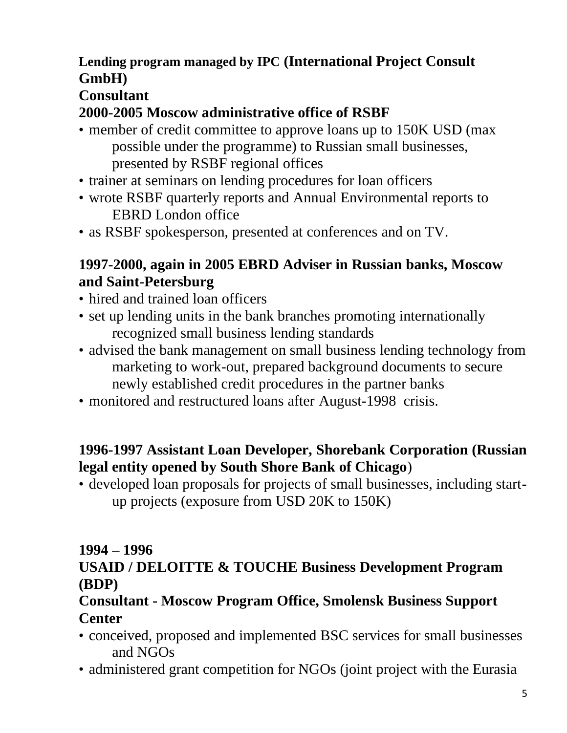**Lending program managed by IPC (International Project Consult GmbH)**
**Consultant**
**2000-2005 Moscow administrative office of RSBF**

- member of credit committee to approve loans up to 150K USD (max possible under the programme) to Russian small businesses, presented by RSBF regional offices
- trainer at seminars on lending procedures for loan officers
- wrote RSBF quarterly reports and Annual Environmental reports to EBRD London office
- as RSBF spokesperson, presented at conferences and on TV.

**1997-2000, again in 2005 EBRD Adviser in Russian banks, Moscow and Saint-Petersburg**

- hired and trained loan officers
- set up lending units in the bank branches promoting internationally recognized small business lending standards
- advised the bank management on small business lending technology from marketing to work-out, prepared background documents to secure newly established credit procedures in the partner banks
- monitored and restructured loans after August-1998 crisis.

**1996-1997 Assistant Loan Developer, Shorebank Corporation (Russian legal entity opened by South Shore Bank of Chicago**)

- developed loan proposals for projects of small businesses, including start-up projects (exposure from USD 20K to 150K)

**1994 – 1996**
**USAID / DELOITTE & TOUCHE Business Development Program (BDP)**
**Consultant - Moscow Program Office, Smolensk Business Support Center**

- conceived, proposed and implemented BSC services for small businesses and NGOs
- administered grant competition for NGOs (joint project with the Eurasia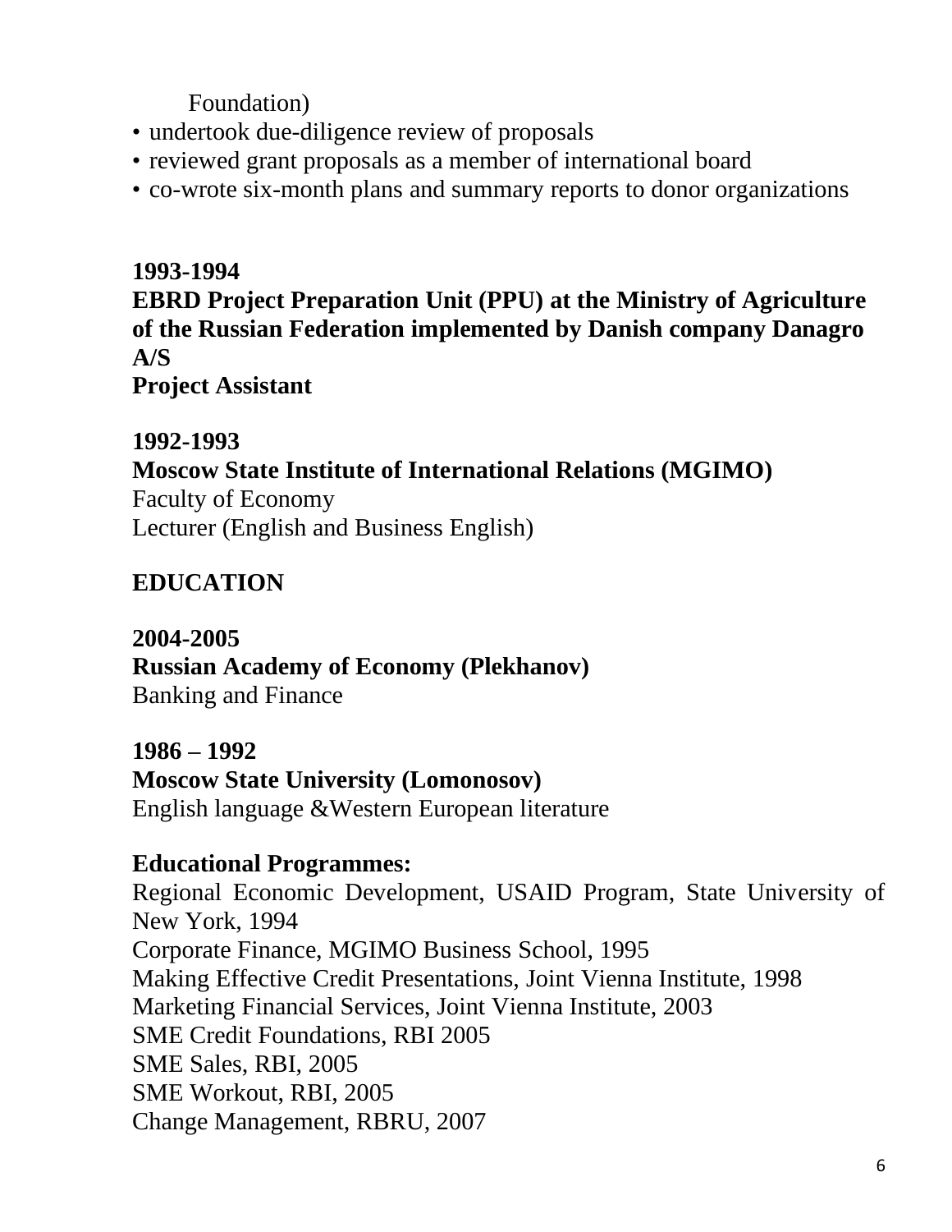Foundation)

- undertook due-diligence review of proposals
- reviewed grant proposals as a member of international board
- co-wrote six-month plans and summary reports to donor organizations

**1993-1994**
**EBRD Project Preparation Unit (PPU) at the Ministry of Agriculture of the Russian Federation implemented by Danish company Danagro A/S**
**Project Assistant**

**1992-1993**
**Moscow State Institute of International Relations (MGIMO)**
Faculty of Economy
Lecturer (English and Business English)

## EDUCATION

**2004-2005**
**Russian Academy of Economy (Plekhanov)**
Banking and Finance

**1986 – 1992**
**Moscow State University (Lomonosov)**
English language &Western European literature

**Educational Programmes:**
Regional Economic Development, USAID Program, State University of New York, 1994
Corporate Finance, MGIMO Business School, 1995
Making Effective Credit Presentations, Joint Vienna Institute, 1998
Marketing Financial Services, Joint Vienna Institute, 2003
SME Credit Foundations, RBI 2005
SME Sales, RBI, 2005
SME Workout, RBI, 2005
Change Management, RBRU, 2007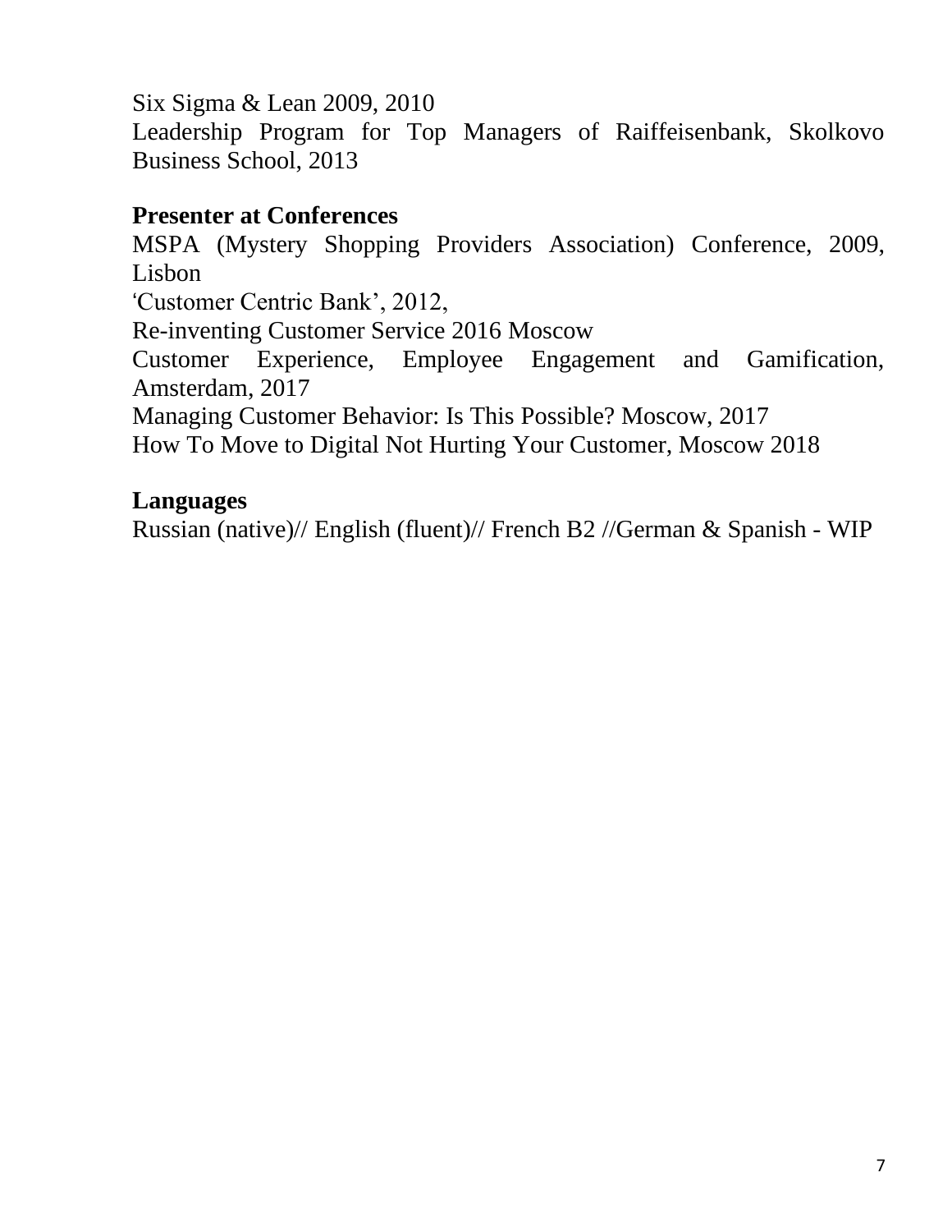Six Sigma & Lean 2009, 2010

Leadership Program for Top Managers of Raiffeisenbank, Skolkovo Business School, 2013

## Presenter at Conferences

MSPA (Mystery Shopping Providers Association) Conference, 2009, Lisbon

'Customer Centric Bank', 2012,

Re-inventing Customer Service 2016 Moscow

Customer Experience, Employee Engagement and Gamification, Amsterdam, 2017

Managing Customer Behavior: Is This Possible? Moscow, 2017

How To Move to Digital Not Hurting Your Customer, Moscow 2018

## Languages

Russian (native)// English (fluent)// French B2 //German & Spanish - WIP